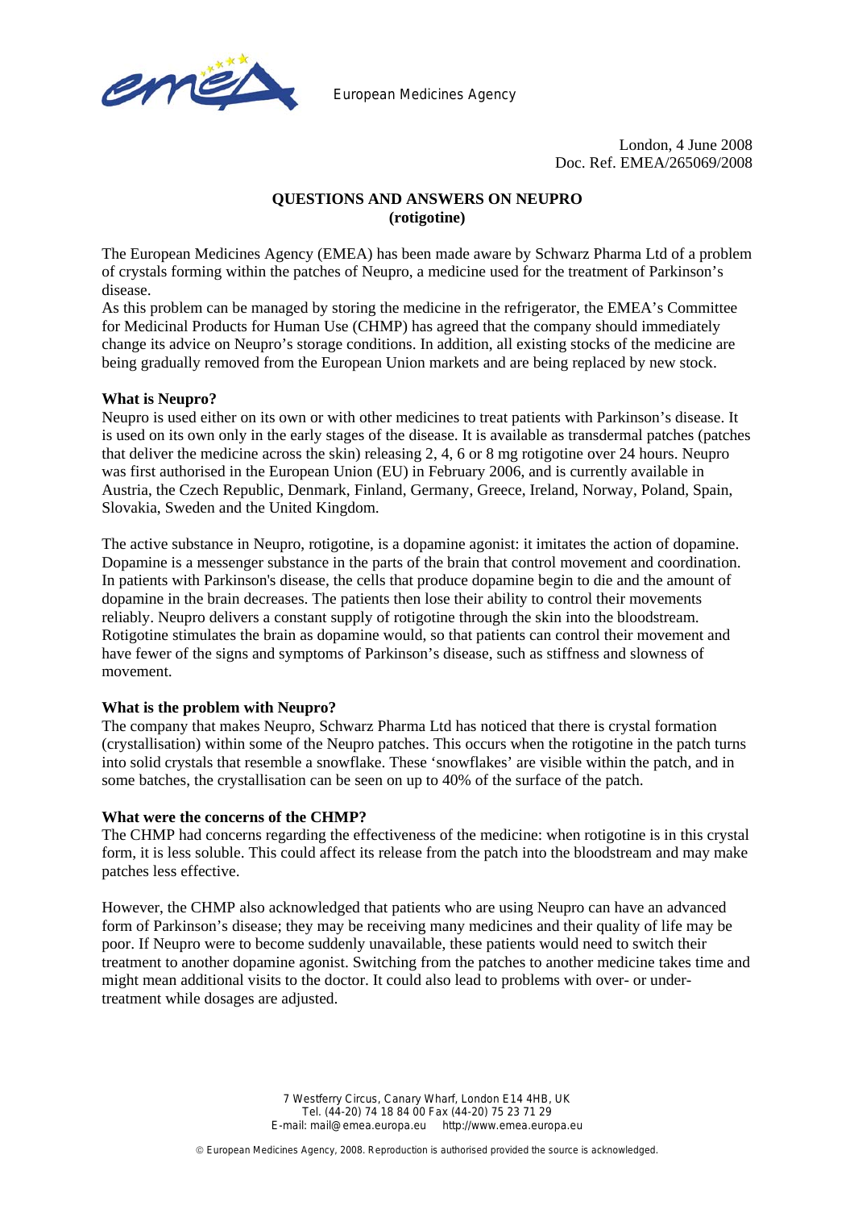European Medicines Agency

London, 4 June 2008
Doc. Ref. EMEA/265069/2008

# QUESTIONS AND ANSWERS ON NEUPRO
## (rotigotine)

The European Medicines Agency (EMEA) has been made aware by Schwarz Pharma Ltd of a problem of crystals forming within the patches of Neupro, a medicine used for the treatment of Parkinson's disease.

As this problem can be managed by storing the medicine in the refrigerator, the EMEA's Committee for Medicinal Products for Human Use (CHMP) has agreed that the company should immediately change its advice on Neupro's storage conditions. In addition, all existing stocks of the medicine are being gradually removed from the European Union markets and are being replaced by new stock.

### What is Neupro?

Neupro is used either on its own or with other medicines to treat patients with Parkinson's disease. It is used on its own only in the early stages of the disease. It is available as transdermal patches (patches that deliver the medicine across the skin) releasing 2, 4, 6 or 8 mg rotigotine over 24 hours. Neupro was first authorised in the European Union (EU) in February 2006, and is currently available in Austria, the Czech Republic, Denmark, Finland, Germany, Greece, Ireland, Norway, Poland, Spain, Slovakia, Sweden and the United Kingdom.

The active substance in Neupro, rotigotine, is a dopamine agonist: it imitates the action of dopamine. Dopamine is a messenger substance in the parts of the brain that control movement and coordination. In patients with Parkinson's disease, the cells that produce dopamine begin to die and the amount of dopamine in the brain decreases. The patients then lose their ability to control their movements reliably. Neupro delivers a constant supply of rotigotine through the skin into the bloodstream. Rotigotine stimulates the brain as dopamine would, so that patients can control their movement and have fewer of the signs and symptoms of Parkinson's disease, such as stiffness and slowness of movement.

### What is the problem with Neupro?

The company that makes Neupro, Schwarz Pharma Ltd has noticed that there is crystal formation (crystallisation) within some of the Neupro patches. This occurs when the rotigotine in the patch turns into solid crystals that resemble a snowflake. These 'snowflakes' are visible within the patch, and in some batches, the crystallisation can be seen on up to 40% of the surface of the patch.

### What were the concerns of the CHMP?

The CHMP had concerns regarding the effectiveness of the medicine: when rotigotine is in this crystal form, it is less soluble. This could affect its release from the patch into the bloodstream and may make patches less effective.

However, the CHMP also acknowledged that patients who are using Neupro can have an advanced form of Parkinson's disease; they may be receiving many medicines and their quality of life may be poor. If Neupro were to become suddenly unavailable, these patients would need to switch their treatment to another dopamine agonist. Switching from the patches to another medicine takes time and might mean additional visits to the doctor. It could also lead to problems with over- or under-treatment while dosages are adjusted.

7 Westferry Circus, Canary Wharf, London E14 4HB, UK
Tel. (44-20) 74 18 84 00 Fax (44-20) 75 23 71 29
E-mail: mail@emea.europa.eu http://www.emea.europa.eu

© European Medicines Agency, 2008. Reproduction is authorised provided the source is acknowledged.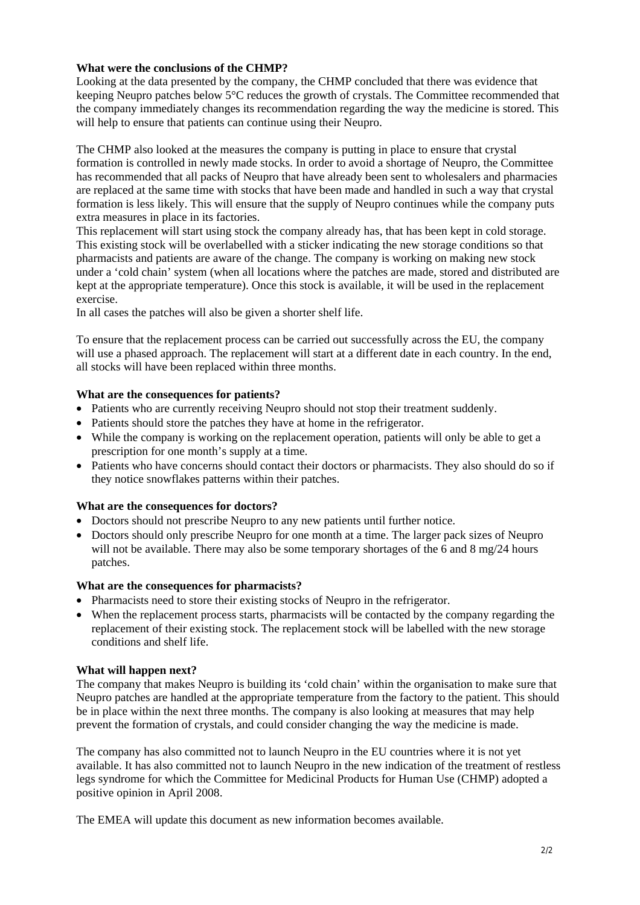**What were the conclusions of the CHMP?**

Looking at the data presented by the company, the CHMP concluded that there was evidence that keeping Neupro patches below 5°C reduces the growth of crystals. The Committee recommended that the company immediately changes its recommendation regarding the way the medicine is stored. This will help to ensure that patients can continue using their Neupro.

The CHMP also looked at the measures the company is putting in place to ensure that crystal formation is controlled in newly made stocks. In order to avoid a shortage of Neupro, the Committee has recommended that all packs of Neupro that have already been sent to wholesalers and pharmacies are replaced at the same time with stocks that have been made and handled in such a way that crystal formation is less likely. This will ensure that the supply of Neupro continues while the company puts extra measures in place in its factories.

This replacement will start using stock the company already has, that has been kept in cold storage. This existing stock will be overlabelled with a sticker indicating the new storage conditions so that pharmacists and patients are aware of the change. The company is working on making new stock under a 'cold chain' system (when all locations where the patches are made, stored and distributed are kept at the appropriate temperature). Once this stock is available, it will be used in the replacement exercise.

In all cases the patches will also be given a shorter shelf life.

To ensure that the replacement process can be carried out successfully across the EU, the company will use a phased approach. The replacement will start at a different date in each country. In the end, all stocks will have been replaced within three months.

**What are the consequences for patients?**

- Patients who are currently receiving Neupro should not stop their treatment suddenly.
- Patients should store the patches they have at home in the refrigerator.
- While the company is working on the replacement operation, patients will only be able to get a prescription for one month's supply at a time.
- Patients who have concerns should contact their doctors or pharmacists. They also should do so if they notice snowflakes patterns within their patches.

**What are the consequences for doctors?**

- Doctors should not prescribe Neupro to any new patients until further notice.
- Doctors should only prescribe Neupro for one month at a time. The larger pack sizes of Neupro will not be available. There may also be some temporary shortages of the 6 and 8 mg/24 hours patches.

**What are the consequences for pharmacists?**

- Pharmacists need to store their existing stocks of Neupro in the refrigerator.
- When the replacement process starts, pharmacists will be contacted by the company regarding the replacement of their existing stock. The replacement stock will be labelled with the new storage conditions and shelf life.

**What will happen next?**

The company that makes Neupro is building its 'cold chain' within the organisation to make sure that Neupro patches are handled at the appropriate temperature from the factory to the patient. This should be in place within the next three months. The company is also looking at measures that may help prevent the formation of crystals, and could consider changing the way the medicine is made.

The company has also committed not to launch Neupro in the EU countries where it is not yet available. It has also committed not to launch Neupro in the new indication of the treatment of restless legs syndrome for which the Committee for Medicinal Products for Human Use (CHMP) adopted a positive opinion in April 2008.

The EMEA will update this document as new information becomes available.